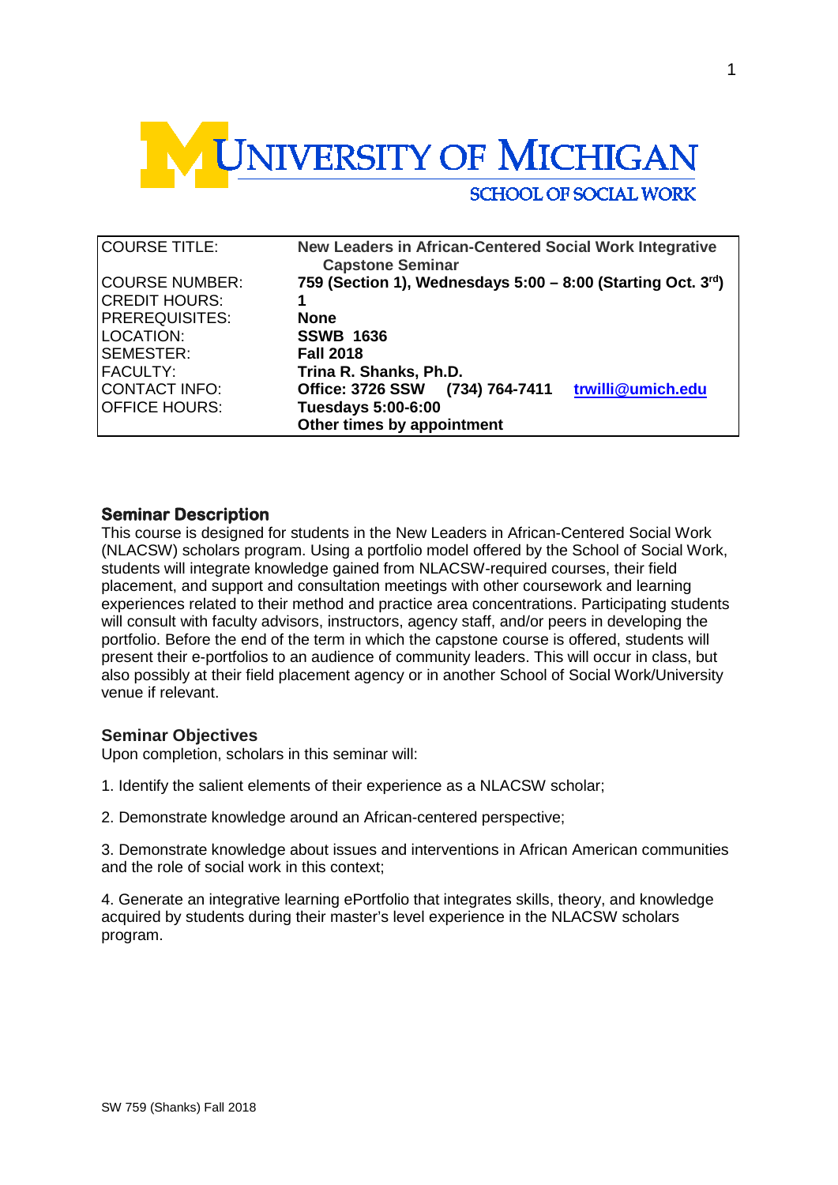# UNIVERSITY OF MICHIGAN

## SCHOOL OF SOCIAL WORK

| | |
|---|---|
| COURSE TITLE: | **New Leaders in African-Centered Social Work Integrative Capstone Seminar** |
| COURSE NUMBER: | **759 (Section 1), Wednesdays 5:00 – 8:00 (Starting Oct. 3rd)** |
| CREDIT HOURS: | **1** |
| PREREQUISITES: | **None** |
| LOCATION: | **SSWB 1636** |
| SEMESTER: | **Fall 2018** |
| FACULTY: | **Trina R. Shanks, Ph.D.** |
| CONTACT INFO: | **Office: 3726 SSW (734) 764-7411 trwilli@umich.edu** |
| OFFICE HOURS: | **Tuesdays 5:00-6:00 Other times by appointment** |

### Seminar Description

This course is designed for students in the New Leaders in African-Centered Social Work (NLACSW) scholars program. Using a portfolio model offered by the School of Social Work, students will integrate knowledge gained from NLACSW-required courses, their field placement, and support and consultation meetings with other coursework and learning experiences related to their method and practice area concentrations. Participating students will consult with faculty advisors, instructors, agency staff, and/or peers in developing the portfolio. Before the end of the term in which the capstone course is offered, students will present their e-portfolios to an audience of community leaders. This will occur in class, but also possibly at their field placement agency or in another School of Social Work/University venue if relevant.

### Seminar Objectives

Upon completion, scholars in this seminar will:

1. Identify the salient elements of their experience as a NLACSW scholar;

2. Demonstrate knowledge around an African-centered perspective;

3. Demonstrate knowledge about issues and interventions in African American communities and the role of social work in this context;

4. Generate an integrative learning ePortfolio that integrates skills, theory, and knowledge acquired by students during their master's level experience in the NLACSW scholars program.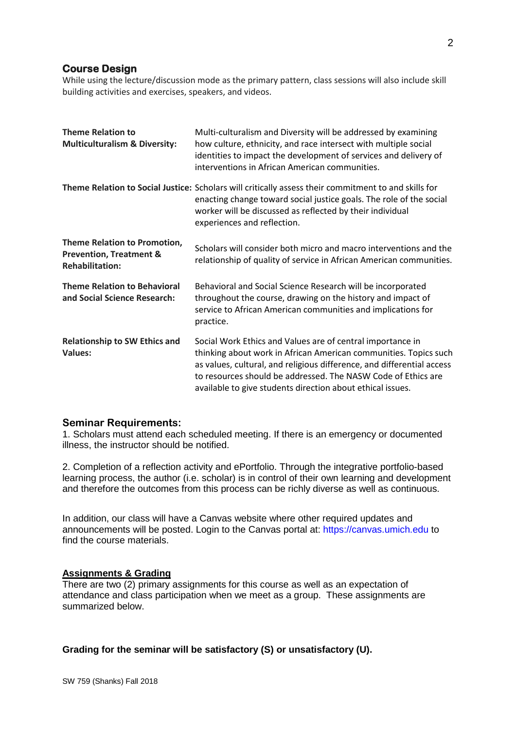## Course Design

While using the lecture/discussion mode as the primary pattern, class sessions will also include skill building activities and exercises, speakers, and videos.

| | |
|---|---|
| **Theme Relation to Multiculturalism & Diversity:** | Multi-culturalism and Diversity will be addressed by examining how culture, ethnicity, and race intersect with multiple social identities to impact the development of services and delivery of interventions in African American communities. |
| **Theme Relation to Social Justice:** | Scholars will critically assess their commitment to and skills for enacting change toward social justice goals. The role of the social worker will be discussed as reflected by their individual experiences and reflection. |
| **Theme Relation to Promotion, Prevention, Treatment & Rehabilitation:** | Scholars will consider both micro and macro interventions and the relationship of quality of service in African American communities. |
| **Theme Relation to Behavioral and Social Science Research:** | Behavioral and Social Science Research will be incorporated throughout the course, drawing on the history and impact of service to African American communities and implications for practice. |
| **Relationship to SW Ethics and Values:** | Social Work Ethics and Values are of central importance in thinking about work in African American communities. Topics such as values, cultural, and religious difference, and differential access to resources should be addressed. The NASW Code of Ethics are available to give students direction about ethical issues. |

## Seminar Requirements:

1. Scholars must attend each scheduled meeting. If there is an emergency or documented illness, the instructor should be notified.

2. Completion of a reflection activity and ePortfolio. Through the integrative portfolio-based learning process, the author (i.e. scholar) is in control of their own learning and development and therefore the outcomes from this process can be richly diverse as well as continuous.

In addition, our class will have a Canvas website where other required updates and announcements will be posted. Login to the Canvas portal at: https://canvas.umich.edu to find the course materials.

### Assignments & Grading

There are two (2) primary assignments for this course as well as an expectation of attendance and class participation when we meet as a group. These assignments are summarized below.

**Grading for the seminar will be satisfactory (S) or unsatisfactory (U).**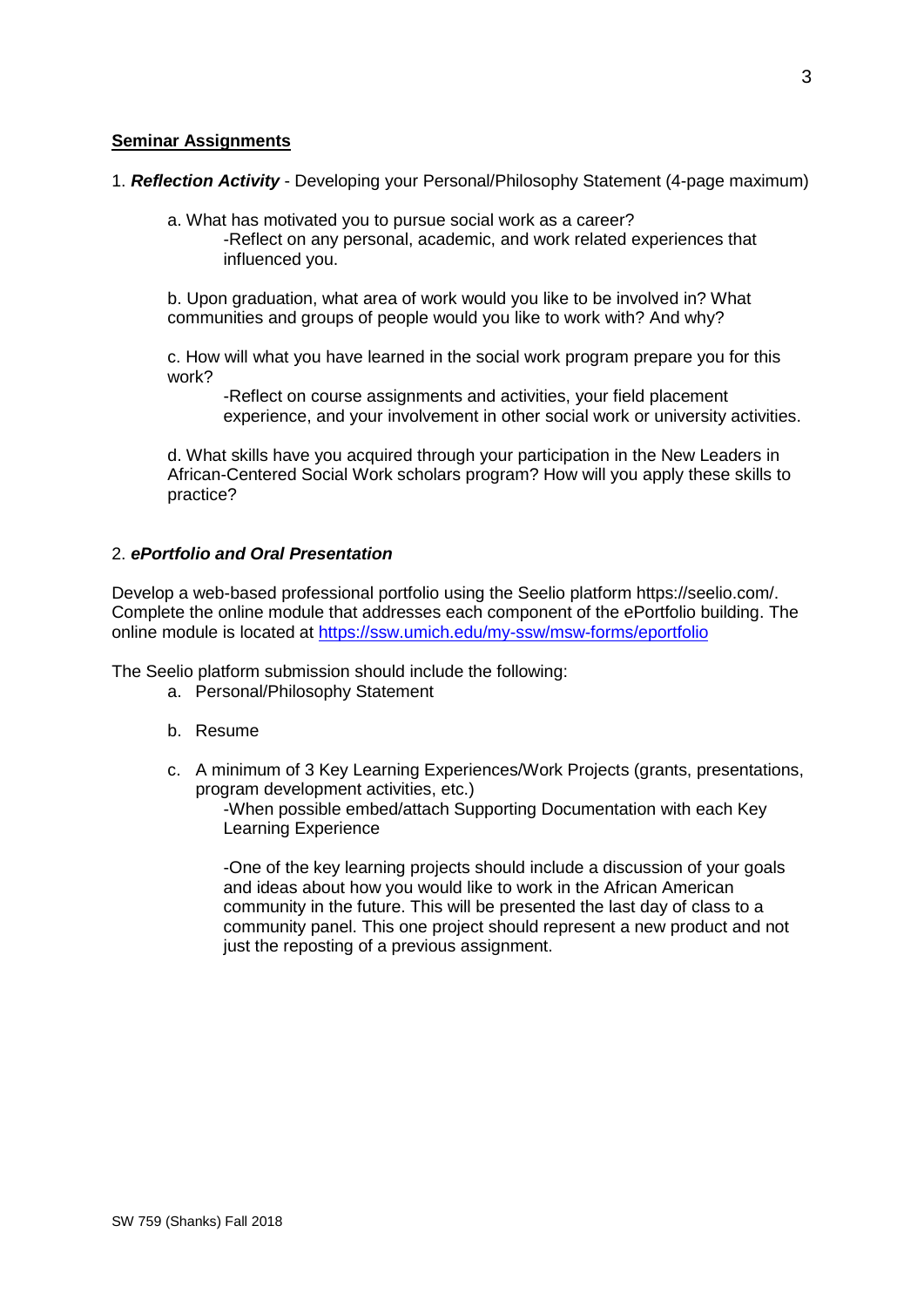**Seminar Assignments**

1. ***Reflection Activity*** - Developing your Personal/Philosophy Statement (4-page maximum)

   a. What has motivated you to pursue social work as a career?
   
      -Reflect on any personal, academic, and work related experiences that influenced you.

   b. Upon graduation, what area of work would you like to be involved in? What communities and groups of people would you like to work with? And why?

   c. How will what you have learned in the social work program prepare you for this work?
   
      -Reflect on course assignments and activities, your field placement experience, and your involvement in other social work or university activities.

   d. What skills have you acquired through your participation in the New Leaders in African-Centered Social Work scholars program? How will you apply these skills to practice?

2. ***ePortfolio and Oral Presentation***

Develop a web-based professional portfolio using the Seelio platform https://seelio.com/. Complete the online module that addresses each component of the ePortfolio building. The online module is located at [https://ssw.umich.edu/my-ssw/msw-forms/eportfolio](https://ssw.umich.edu/my-ssw/msw-forms/eportfolio)

The Seelio platform submission should include the following:

a. Personal/Philosophy Statement

b. Resume

c. A minimum of 3 Key Learning Experiences/Work Projects (grants, presentations, program development activities, etc.)

   -When possible embed/attach Supporting Documentation with each Key Learning Experience

   -One of the key learning projects should include a discussion of your goals and ideas about how you would like to work in the African American community in the future. This will be presented the last day of class to a community panel. This one project should represent a new product and not just the reposting of a previous assignment.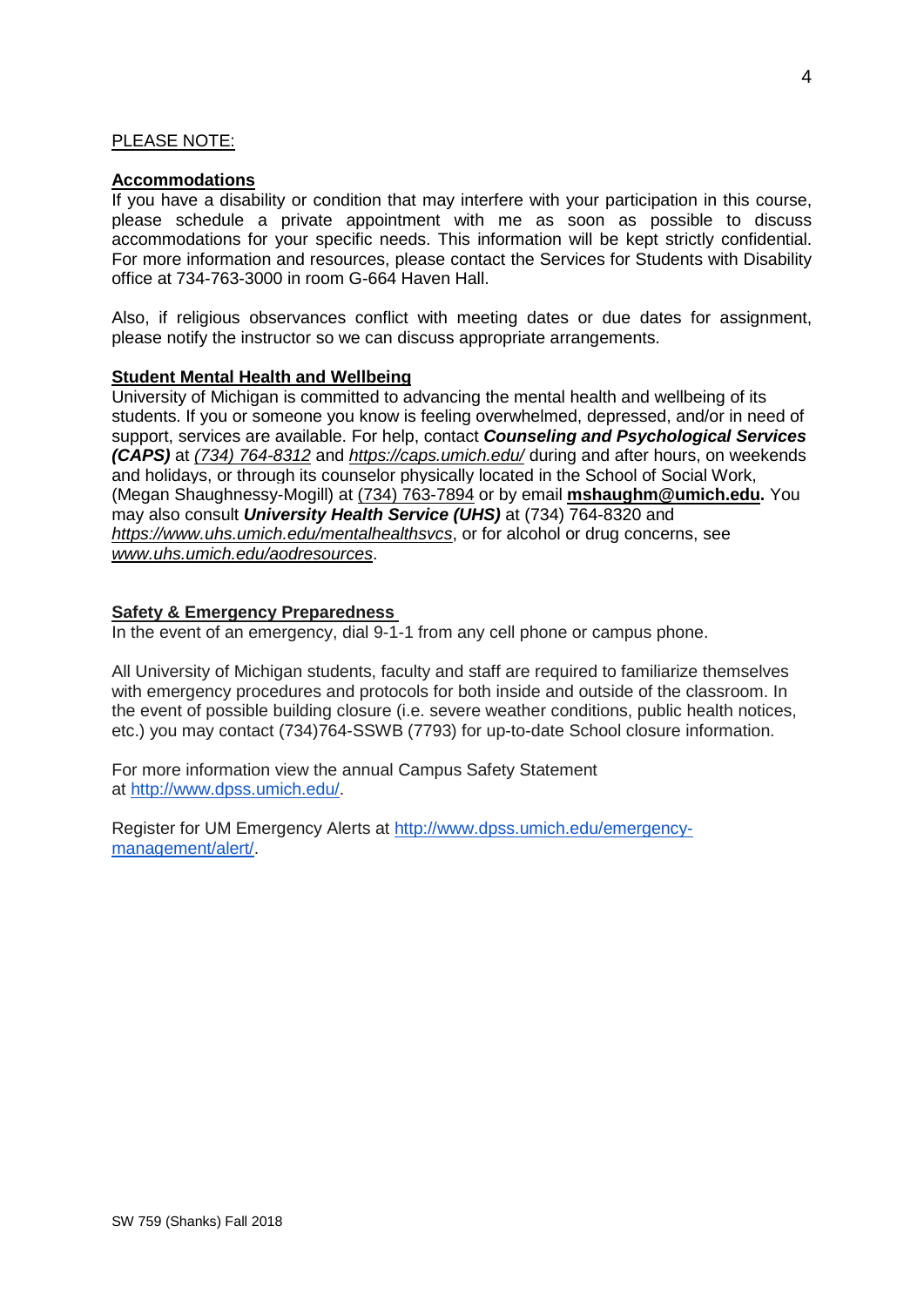PLEASE NOTE:

**Accommodations**

If you have a disability or condition that may interfere with your participation in this course, please schedule a private appointment with me as soon as possible to discuss accommodations for your specific needs. This information will be kept strictly confidential. For more information and resources, please contact the Services for Students with Disability office at 734-763-3000 in room G-664 Haven Hall.

Also, if religious observances conflict with meeting dates or due dates for assignment, please notify the instructor so we can discuss appropriate arrangements.

**Student Mental Health and Wellbeing**

University of Michigan is committed to advancing the mental health and wellbeing of its students. If you or someone you know is feeling overwhelmed, depressed, and/or in need of support, services are available. For help, contact ***Counseling and Psychological Services (CAPS)*** at *(734) 764-8312* and *https://caps.umich.edu/* during and after hours, on weekends and holidays, or through its counselor physically located in the School of Social Work, (Megan Shaughnessy-Mogill) at (734) 763-7894 or by email **mshaughm@umich.edu.** You may also consult ***University Health Service (UHS)*** at (734) 764-8320 and *https://www.uhs.umich.edu/mentalhealthsvcs*, or for alcohol or drug concerns, see *www.uhs.umich.edu/aodresources*.

**Safety & Emergency Preparedness**

In the event of an emergency, dial 9-1-1 from any cell phone or campus phone.

All University of Michigan students, faculty and staff are required to familiarize themselves with emergency procedures and protocols for both inside and outside of the classroom. In the event of possible building closure (i.e. severe weather conditions, public health notices, etc.) you may contact (734)764-SSWB (7793) for up-to-date School closure information.

For more information view the annual Campus Safety Statement at http://www.dpss.umich.edu/.

Register for UM Emergency Alerts at http://www.dpss.umich.edu/emergency-management/alert/.